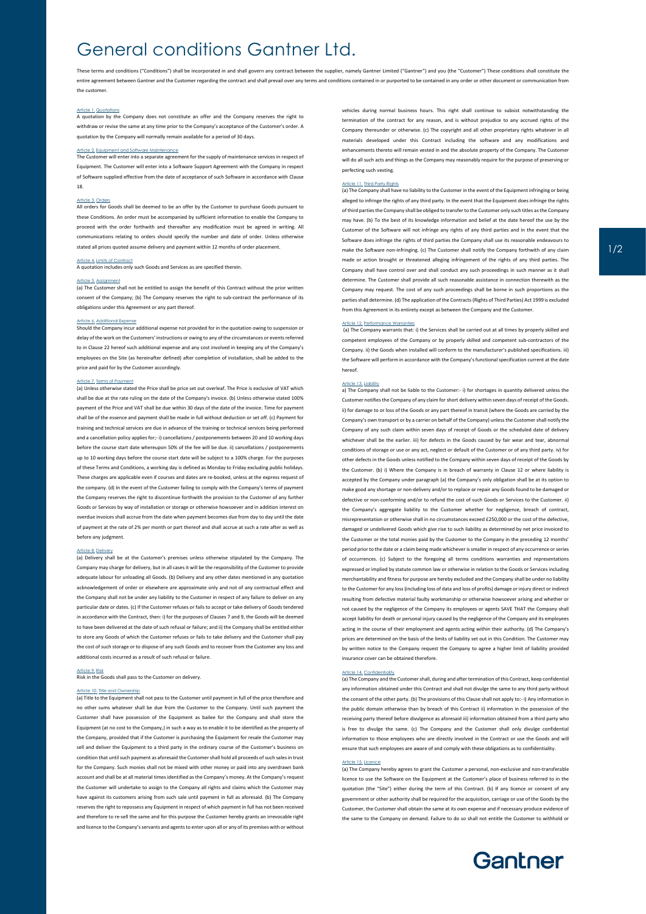# General conditions Gantner Ltd.

These terms and conditions ("Conditions") shall be incorporated in and shall govern any contract between the supplier, namely Gantner Limited ("Gantner") and you (the "Customer") These conditions shall constitute the entire agreement between Gantner and the Customer regarding the contract and shall prevail over any terms and conditions contained in or purported to be contained in any order or other document or communication from the customer.

### Article 1. Quotations

A quotation by the Company does not constitute an offer and the Company reserves the right to withdraw or revise the same at any time prior to the Company's acceptance of the Customer's order. A quotation by the Company will normally remain available for a period of 30 days.

### Article 2. Equipment and Software Maintenance

The Customer will enter into a separate agreement for the supply of maintenance services in respect of Equipment. The Customer will enter into a Software Support Agreement with the Company in respect of Software supplied effective from the date of acceptance of such Software in accordance with Clause 18.

### Article 3. Orders

All orders for Goods shall be deemed to be an offer by the Customer to purchase Goods pursuant to these Conditions. An order must be accompanied by sufficient information to enable the Company to proceed with the order forthwith and thereafter any modification must be agreed in writing. All communications relating to orders should specify the number and date of order. Unless otherwise stated all prices quoted assume delivery and payment within 12 months of order placement.

### Article 4. Limits of Contract

A quotation includes only such Goods and Services as are specified therein.

### Article 5. Assignment

(a) The Customer shall not be entitled to assign the benefit of this Contract without the prior written consent of the Company; (b) The Company reserves the right to sub-contract the performance of its obligations under this Agreement or any part thereof.

### Article 6. Additional Expense

Should the Company incur additional expense not provided for in the quotation owing to suspension or delay of the work on the Customers' instructions or owing to any of the circumstances or events referred to in Clause 22 hereof such additional expense and any cost involved in keeping any of the Company's employees on the Site (as hereinafter defined) after completion of installation, shall be added to the price and paid for by the Customer accordingly.

### Article 7. Terms of Payment

(a) Unless otherwise stated the Price shall be price set out overleaf. The Price is exclusive of VAT which shall be due at the rate ruling on the date of the Company's invoice. (b) Unless otherwise stated 100% payment of the Price and VAT shall be due within 30 days of the date of the invoice. Time for payment shall be of the essence and payment shall be made in full without deduction or set off. (c) Payment for training and technical services are due in advance of the training or technical services being performed and a cancellation policy applies for;- i) cancellations / postponements between 20 and 10 working days before the course start date whereupon 50% of the fee will be due. ii) cancellations / postponements up to 10 working days before the course start date will be subject to a 100% charge. For the purposes of these Terms and Conditions, a working day is defined as Monday to Friday excluding public holidays. These charges are applicable even if courses and dates are re-booked, unless at the express request of the company. (d) In the event of the Customer failing to comply with the Company's terms of payment the Company reserves the right to discontinue forthwith the provision to the Customer of any further Goods or Services by way of installation or storage or otherwise howsoever and in addition interest on overdue invoices shall accrue from the date when payment becomes due from day to day until the date of payment at the rate of 2% per month or part thereof and shall accrue at such a rate after as well as before any judgment.

### Article 8. Delivery

(a) Delivery shall be at the Customer's premises unless otherwise stipulated by the Company. The Company may charge for delivery, but in all cases it will be the responsibility of the Customer to provide adequate labour for unloading all Goods. (b) Delivery and any other dates mentioned in any quotation acknowledgement of order or elsewhere are approximate only and not of any contractual effect and the Company shall not be under any liability to the Customer in respect of any failure to deliver on any particular date or dates. (c) If the Customer refuses or fails to accept or take delivery of Goods tendered in accordance with the Contract, then: i) for the purposes of Clauses 7 and 9, the Goods will be deemed to have been delivered at the date of such refusal or failure; and ii) the Company shall be entitled either to store any Goods of which the Customer refuses or fails to take delivery and the Customer shall pay the cost of such storage or to dispose of any such Goods and to recover from the Customer any loss and additional costs incurred as a result of such refusal or failure.

### Article 9. Risk

Risk in the Goods shall pass to the Customer on delivery.

### Article 10. Title and Ownership

(a) Title to the Equipment shall not pass to the Customer until payment in full of the price therefore and no other sums whatever shall be due from the Customer to the Company. Until such payment the Customer shall have possession of the Equipment as bailee for the Company and shall store the Equipment (at no cost to the Company,) in such a way as to enable it to be identified as the property of the Company, provided that if the Customer is purchasing the Equipment for resale the Customer may sell and deliver the Equipment to a third party in the ordinary course of the Customer's business on condition that until such payment as aforesaid the Customer shall hold all proceeds of such sales in trust for the Company. Such monies shall not be mixed with other money or paid into any overdrawn bank account and shall be at all material times identified as the Company's money. At the Company's request the Customer will undertake to assign to the Company all rights and claims which the Customer may have against its customers arising from such sale until payment in full as aforesaid. (b) The Company reserves the right to repossess any Equipment in respect of which payment in full has not been received and therefore to re-sell the same and for this purpose the Customer hereby grants an irrevocable right and licence to the Company's servants and agents to enter upon all or any of its premises with or without vehicles during normal business hours. This right shall continue to subsist notwithstanding the termination of the contract for any reason, and is without prejudice to any accrued rights of the Company thereunder or otherwise. (c) The copyright and all other proprietary rights whatever in all materials developed under this Contract including the software and any modifications and enhancements thereto will remain vested in and the absolute property of the Company. The Customer will do all such acts and things as the Company may reasonably require for the purpose of preserving or perfecting such vesting.

### Article 11. Third Party Rights

(a) The Company shall have no liability to the Customer in the event of the Equipment infringing or being alleged to infringe the rights of any third party. In the event that the Equipment does infringe the rights of third parties the Company shall be obliged to transfer to the Customer only such titles as the Company may have. (b) To the best of its knowledge information and belief at the date hereof the use by the Customer of the Software will not infringe any rights of any third parties and in the event that the Software does infringe the rights of third parties the Company shall use its reasonable endeavours to make the Software non-infringing. (c) The Customer shall notify the Company forthwith of any claim made or action brought or threatened alleging infringement of the rights of any third parties. The Company shall have control over and shall conduct any such proceedings in such manner as it shall determine. The Customer shall provide all such reasonable assistance in connection therewith as the Company may request. The cost of any such proceedings shall be borne in such proportions as the parties shall determine. (d) The application of the Contracts (Rights of Third Parties) Act 1999 is excluded from this Agreement in its entirety except as between the Company and the Customer.

### Article 12. Performance Warranties

(a) The Company warrants that: i) the Services shall be carried out at all times by properly skilled and competent employees of the Company or by properly skilled and competent sub-contractors of the Company. ii) the Goods when installed will conform to the manufacturer's published specifications. iii) the Software will perform in accordance with the Company's functional specification current at the date hereof.

### Article 13. Liability

a) The Company shall not be liable to the Customer:- i) for shortages in quantity delivered unless the Customer notifies the Company of any claim for short delivery within seven days of receipt of the Goods. ii) for damage to or loss of the Goods or any part thereof in transit (where the Goods are carried by the Company's own transport or by a carrier on behalf of the Company) unless the Customer shall notify the Company of any such claim within seven days of receipt of Goods or the scheduled date of delivery whichever shall be the earlier. iii) for defects in the Goods caused by fair wear and tear, abnormal conditions of storage or use or any act, neglect or default of the Customer or of any third party. iv) for other defects in the Goods unless notified to the Company within seven days of receipt of the Goods by the Customer. (b) i) Where the Company is in breach of warranty in Clause 12 or where liability is accepted by the Company under paragraph (a) the Company's only obligation shall be at its option to make good any shortage or non-delivery and/or to replace or repair any Goods found to be damaged or defective or non-conforming and/or to refund the cost of such Goods or Services to the Customer. ii) the Company's aggregate liability to the Customer whether for negligence, breach of contract, misrepresentation or otherwise shall in no circumstances exceed £250,000 or the cost of the defective, damaged or undelivered Goods which give rise to such liability as determined by net price invoiced to the Customer or the total monies paid by the Customer to the Company in the preceding 12 months' period prior to the date or a claim being made whichever is smaller in respect of any occurrence or series of occurrences. (c) Subject to the foregoing all terms conditions warranties and representations expressed or implied by statute common law or otherwise in relation to the Goods or Services including merchantability and fitness for purpose are hereby excluded and the Company shall be under no liability to the Customer for any loss (including loss of data and loss of profits) damage or injury direct or indirect resulting from defective material faulty workmanship or otherwise howsoever arising and whether or not caused by the negligence of the Company its employees or agents SAVE THAT the Company shall accept liability for death or personal injury caused by the negligence of the Company and its employees acting in the course of their employment and agents acting within their authority. (d) The Company's prices are determined on the basis of the limits of liability set out in this Condition. The Customer may by written notice to the Company request the Company to agree a higher limit of liability provided insurance cover can be obtained therefore.

### Article 14. Confidentiality

(a) The Company and the Customer shall, during and after termination of this Contract, keep confidential any information obtained under this Contract and shall not divulge the same to any third party without the consent of the other party. (b) The provisions of this Clause shall not apply to:- i) Any information in the public domain otherwise than by breach of this Contract ii) information in the possession of the receiving party thereof before divulgence as aforesaid iii) information obtained from a third party who is free to divulge the same. (c) The Company and the Customer shall only divulge confidential information to those employees who are directly involved in the Contract or use the Goods and will ensure that such employees are aware of and comply with these obligations as to confidentiality.

### Article 15. Licence

(a) The Company hereby agrees to grant the Customer a personal, non-exclusive and non-transferable licence to use the Software on the Equipment at the Customer's place of business referred to in the quotation (the "Site") either during the term of this Contract. (b) If any licence or consent of any government or other authority shall be required for the acquisition, carriage or use of the Goods by the Customer, the Customer shall obtain the same at its own expense and if necessary produce evidence of the same to the Company on demand. Failure to do so shall not entitle the Customer to withhold or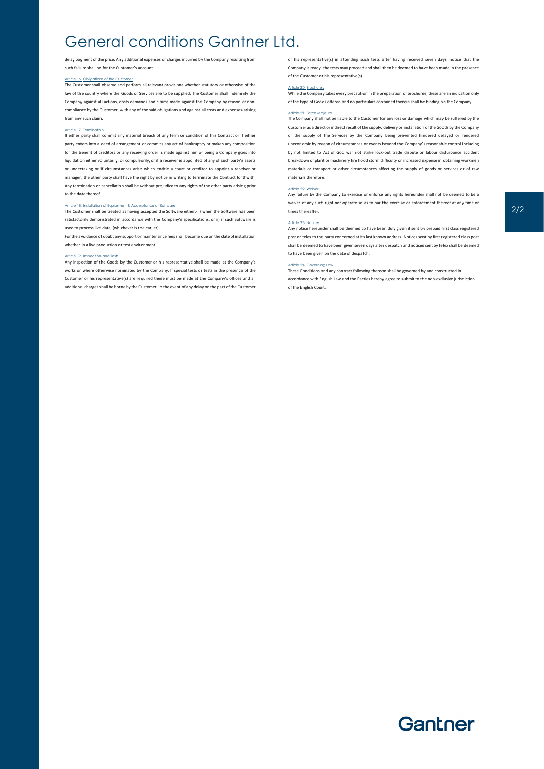# General conditions Gantner Ltd.

delay payment of the price. Any additional expenses or charges incurred by the Company resulting from such failure shall be for the Customer's account.

Article 16. Obligations of the Customer

The Customer shall observe and perform all relevant provisions whether statutory or otherwise of the law of the country where the Goods or Services are to be supplied. The Customer shall indemnify the Company against all actions, costs demands and claims made against the Company by reason of non-compliance by the Customer, with any of the said obligations and against all costs and expenses arising from any such claim.

Article 17. Termination

If either party shall commit any material breach of any term or condition of this Contract or if either party enters into a deed of arrangement or commits any act of bankruptcy or makes any composition for the benefit of creditors or any receiving order is made against him or being a Company goes into liquidation either voluntarily, or compulsorily, or if a receiver is appointed of any of such party's assets or undertaking or if circumstances arise which entitle a court or creditor to appoint a receiver or manager, the other party shall have the right by notice in writing to terminate the Contract forthwith. Any termination or cancellation shall be without prejudice to any rights of the other party arising prior to the date thereof.

Article 18. Installation of Equipment & Acceptance of Software

The Customer shall be treated as having accepted the Software either:- i) when the Software has been satisfactorily demonstrated in accordance with the Company's specifications; or ii) if such Software is used to process live data, (whichever is the earlier).

For the avoidance of doubt any support or maintenance fees shall become due on the date of installation whether in a live production or test environment

Article 19. Inspection and Tests

Any inspection of the Goods by the Customer or his representative shall be made at the Company's works or where otherwise nominated by the Company. If special tests or tests in the presence of the Customer or his representative(s) are required these must be made at the Company's offices and all additional charges shall be borne by the Customer. In the event of any delay on the part of the Customer or his representative(s) in attending such tests after having received seven days' notice that the Company is ready, the tests may proceed and shall then be deemed to have been made in the presence of the Customer or his representative(s).

Article 20. Brochures

While the Company takes every precaution in the preparation of brochures, these are an indication only of the type of Goods offered and no particulars contained therein shall be binding on the Company.

Article 21. Force Majeure

The Company shall not be liable to the Customer for any loss or damage which may be suffered by the Customer as a direct or indirect result of the supply, delivery or installation of the Goods by the Company or the supply of the Services by the Company being prevented hindered delayed or rendered uneconomic by reason of circumstances or events beyond the Company's reasonable control including by not limited to Act of God war riot strike lock-out trade dispute or labour disturbance accident breakdown of plant or machinery fire flood storm difficulty or increased expense in obtaining workmen materials or transport or other circumstances affecting the supply of goods or services or of raw materials therefore.

Article 22. Waiver

Any failure by the Company to exercise or enforce any rights hereunder shall not be deemed to be a waiver of any such right nor operate so as to bar the exercise or enforcement thereof at any time or times thereafter.

Article 23. Notices

Any notice hereunder shall be deemed to have been duly given if sent by prepaid first class registered post or telex to the party concerned at its last known address. Notices sent by first registered class post shall be deemed to have been given seven days after despatch and notices sent by telex shall be deemed to have been given on the date of despatch.

Article 24. Governing Law

These Conditions and any contract following thereon shall be governed by and constructed in accordance with English Law and the Parties hereby agree to submit to the non-exclusive jurisdiction of the English Court.

Gantner